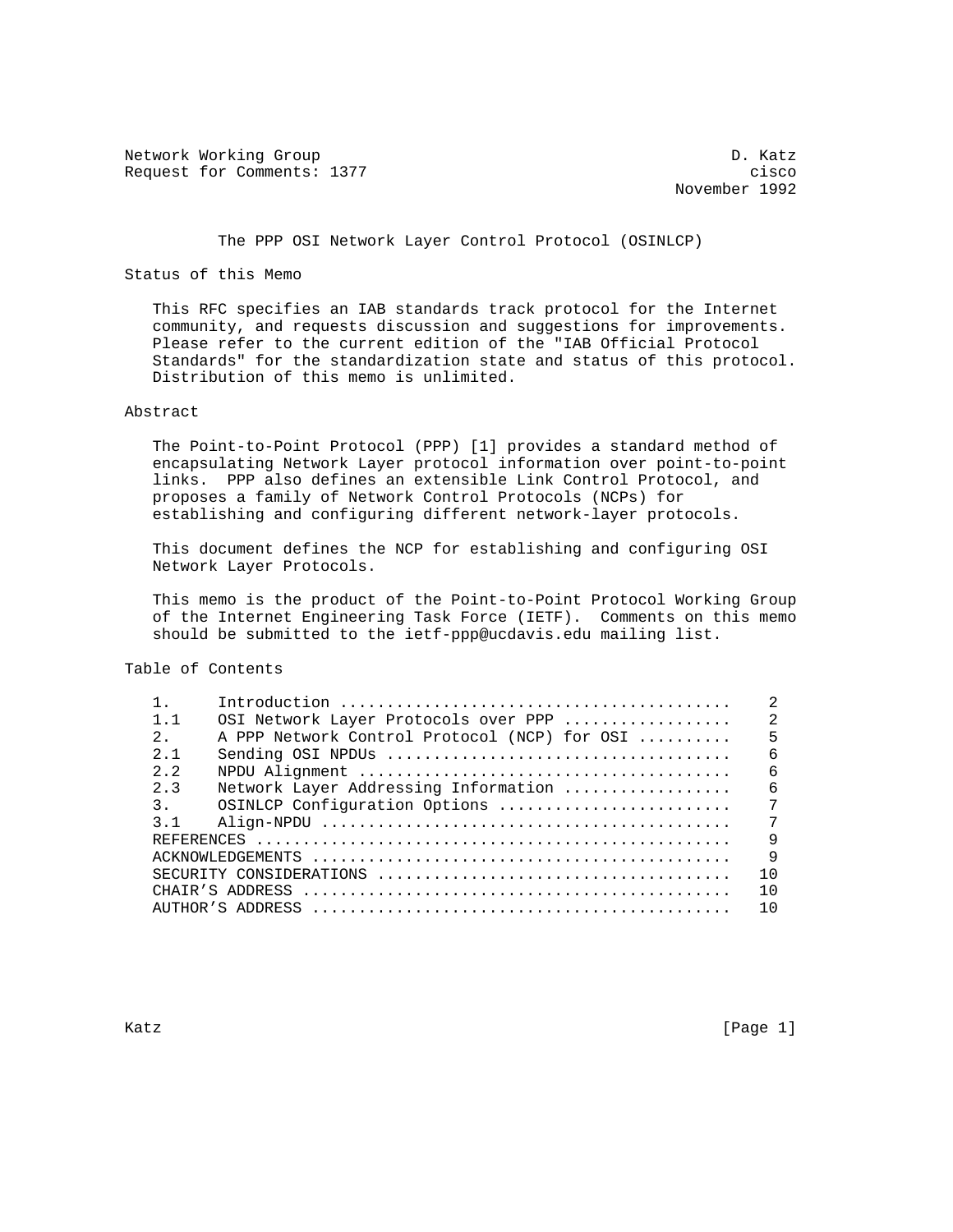Network Working Group D. Katz
Request for Comments: 1377 cisco
November 1992

# The PPP OSI Network Layer Control Protocol (OSINLCP)

## Status of this Memo

This RFC specifies an IAB standards track protocol for the Internet community, and requests discussion and suggestions for improvements. Please refer to the current edition of the "IAB Official Protocol Standards" for the standardization state and status of this protocol. Distribution of this memo is unlimited.

## Abstract

The Point-to-Point Protocol (PPP) [1] provides a standard method of encapsulating Network Layer protocol information over point-to-point links. PPP also defines an extensible Link Control Protocol, and proposes a family of Network Control Protocols (NCPs) for establishing and configuring different network-layer protocols.

This document defines the NCP for establishing and configuring OSI Network Layer Protocols.

This memo is the product of the Point-to-Point Protocol Working Group of the Internet Engineering Task Force (IETF). Comments on this memo should be submitted to the ietf-ppp@ucdavis.edu mailing list.

## Table of Contents

```
   1.     Introduction .........................................    2
   1.1    OSI Network Layer Protocols over PPP .................    2
   2.     A PPP Network Control Protocol (NCP) for OSI .........    5
   2.1    Sending OSI NPDUs ....................................    6
   2.2    NPDU Alignment .......................................    6
   2.3    Network Layer Addressing Information .................    6
   3.     OSINLCP Configuration Options ........................    7
   3.1    Align-NPDU ...........................................    7
   REFERENCES ..................................................    9
   ACKNOWLEDGEMENTS ............................................    9
   SECURITY CONSIDERATIONS .....................................   10
   CHAIR'S ADDRESS .............................................   10
   AUTHOR'S ADDRESS ............................................   10
```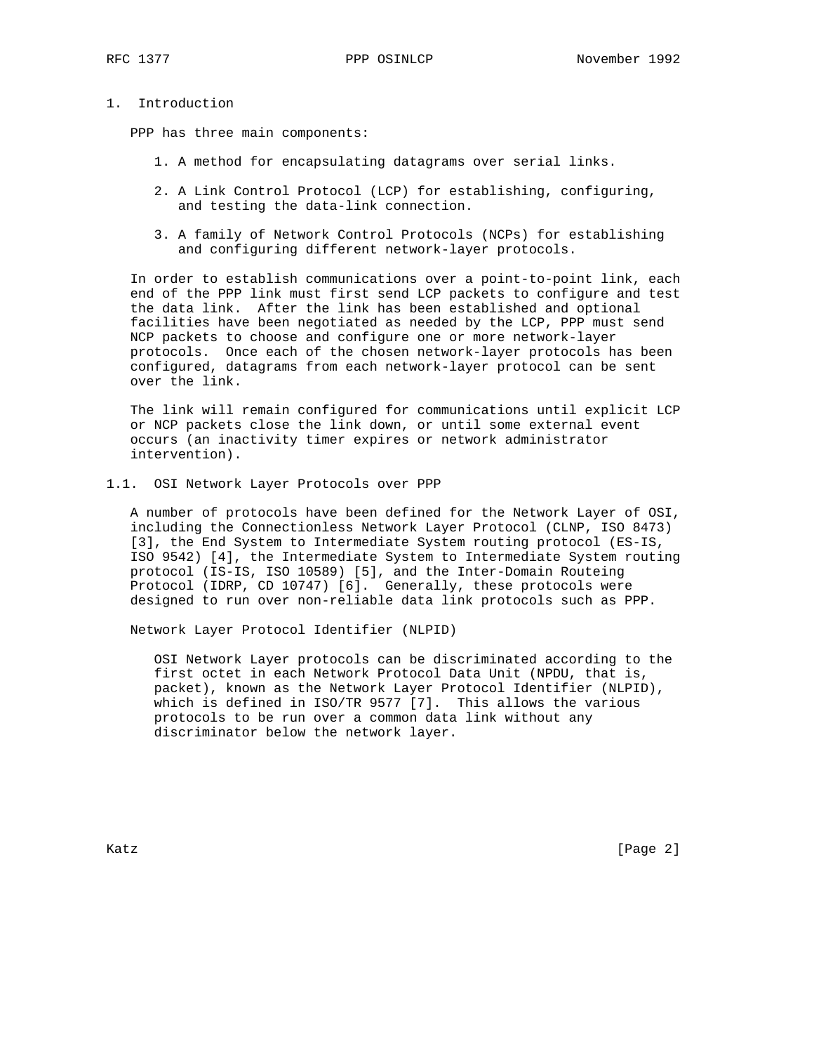# 1. Introduction

PPP has three main components:

1. A method for encapsulating datagrams over serial links.
2. A Link Control Protocol (LCP) for establishing, configuring, and testing the data-link connection.
3. A family of Network Control Protocols (NCPs) for establishing and configuring different network-layer protocols.

In order to establish communications over a point-to-point link, each end of the PPP link must first send LCP packets to configure and test the data link. After the link has been established and optional facilities have been negotiated as needed by the LCP, PPP must send NCP packets to choose and configure one or more network-layer protocols. Once each of the chosen network-layer protocols has been configured, datagrams from each network-layer protocol can be sent over the link.

The link will remain configured for communications until explicit LCP or NCP packets close the link down, or until some external event occurs (an inactivity timer expires or network administrator intervention).

## 1.1. OSI Network Layer Protocols over PPP

A number of protocols have been defined for the Network Layer of OSI, including the Connectionless Network Layer Protocol (CLNP, ISO 8473) [3], the End System to Intermediate System routing protocol (ES-IS, ISO 9542) [4], the Intermediate System to Intermediate System routing protocol (IS-IS, ISO 10589) [5], and the Inter-Domain Routeing Protocol (IDRP, CD 10747) [6]. Generally, these protocols were designed to run over non-reliable data link protocols such as PPP.

Network Layer Protocol Identifier (NLPID)

OSI Network Layer protocols can be discriminated according to the first octet in each Network Protocol Data Unit (NPDU, that is, packet), known as the Network Layer Protocol Identifier (NLPID), which is defined in ISO/TR 9577 [7]. This allows the various protocols to be run over a common data link without any discriminator below the network layer.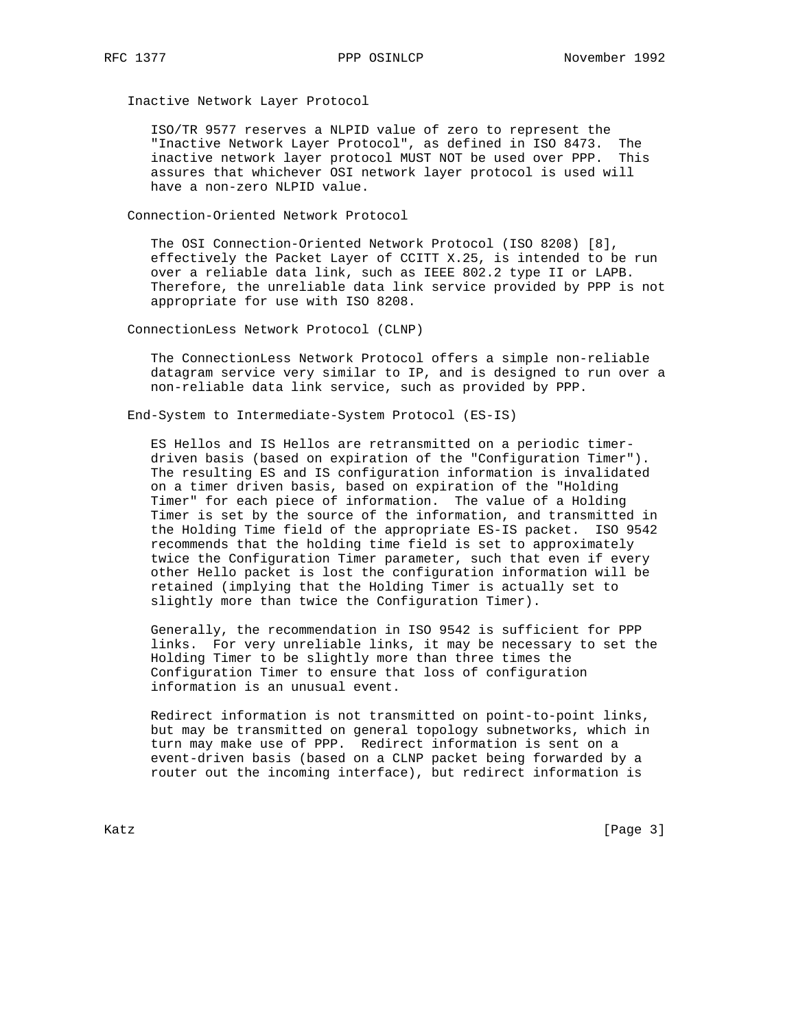### Inactive Network Layer Protocol

ISO/TR 9577 reserves a NLPID value of zero to represent the "Inactive Network Layer Protocol", as defined in ISO 8473. The inactive network layer protocol MUST NOT be used over PPP. This assures that whichever OSI network layer protocol is used will have a non-zero NLPID value.

### Connection-Oriented Network Protocol

The OSI Connection-Oriented Network Protocol (ISO 8208) [8], effectively the Packet Layer of CCITT X.25, is intended to be run over a reliable data link, such as IEEE 802.2 type II or LAPB. Therefore, the unreliable data link service provided by PPP is not appropriate for use with ISO 8208.

### ConnectionLess Network Protocol (CLNP)

The ConnectionLess Network Protocol offers a simple non-reliable datagram service very similar to IP, and is designed to run over a non-reliable data link service, such as provided by PPP.

### End-System to Intermediate-System Protocol (ES-IS)

ES Hellos and IS Hellos are retransmitted on a periodic timer-driven basis (based on expiration of the "Configuration Timer"). The resulting ES and IS configuration information is invalidated on a timer driven basis, based on expiration of the "Holding Timer" for each piece of information. The value of a Holding Timer is set by the source of the information, and transmitted in the Holding Time field of the appropriate ES-IS packet. ISO 9542 recommends that the holding time field is set to approximately twice the Configuration Timer parameter, such that even if every other Hello packet is lost the configuration information will be retained (implying that the Holding Timer is actually set to slightly more than twice the Configuration Timer).

Generally, the recommendation in ISO 9542 is sufficient for PPP links. For very unreliable links, it may be necessary to set the Holding Timer to be slightly more than three times the Configuration Timer to ensure that loss of configuration information is an unusual event.

Redirect information is not transmitted on point-to-point links, but may be transmitted on general topology subnetworks, which in turn may make use of PPP. Redirect information is sent on a event-driven basis (based on a CLNP packet being forwarded by a router out the incoming interface), but redirect information is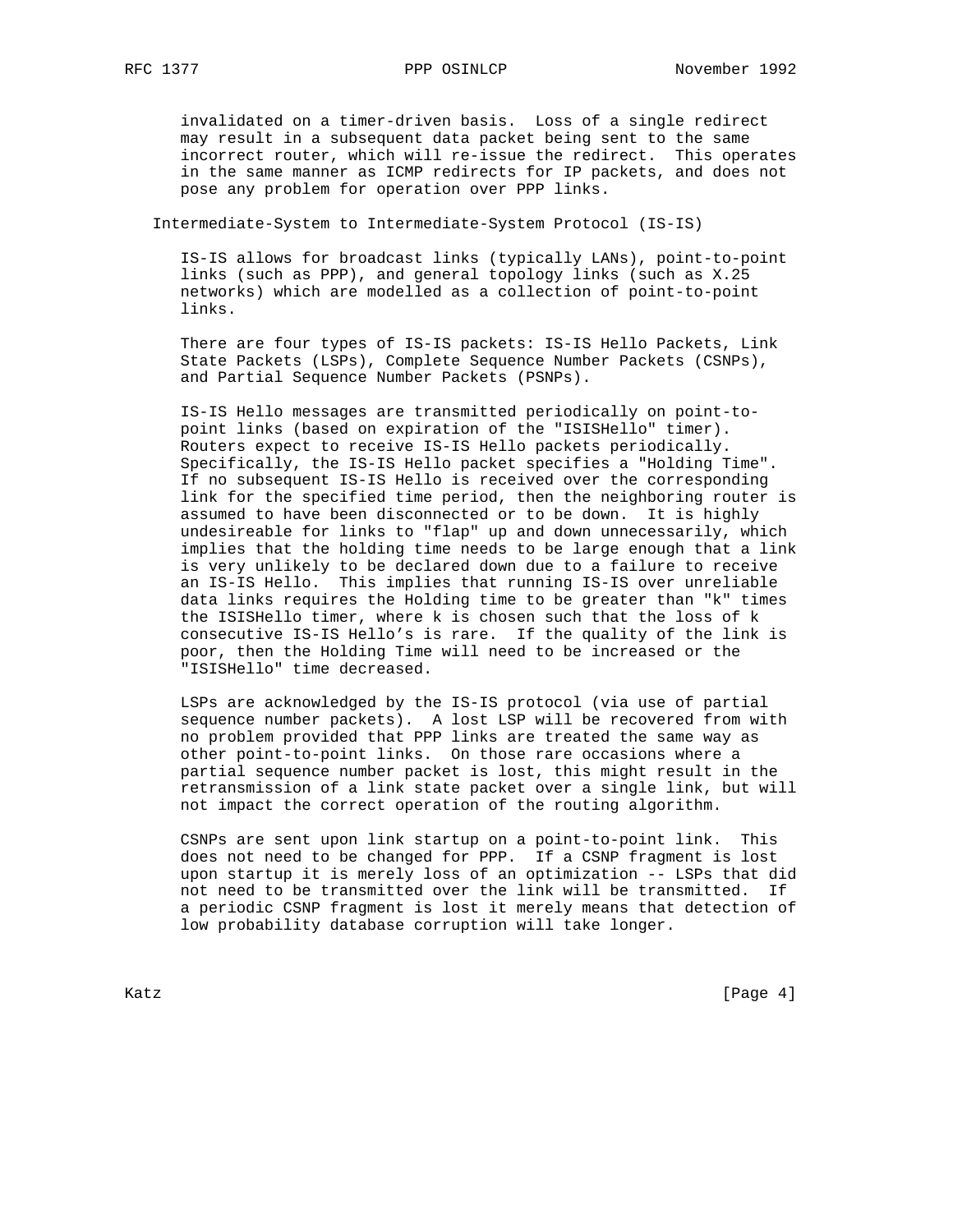invalidated on a timer-driven basis. Loss of a single redirect may result in a subsequent data packet being sent to the same incorrect router, which will re-issue the redirect. This operates in the same manner as ICMP redirects for IP packets, and does not pose any problem for operation over PPP links.

### Intermediate-System to Intermediate-System Protocol (IS-IS)

IS-IS allows for broadcast links (typically LANs), point-to-point links (such as PPP), and general topology links (such as X.25 networks) which are modelled as a collection of point-to-point links.

There are four types of IS-IS packets: IS-IS Hello Packets, Link State Packets (LSPs), Complete Sequence Number Packets (CSNPs), and Partial Sequence Number Packets (PSNPs).

IS-IS Hello messages are transmitted periodically on point-to-point links (based on expiration of the "ISISHello" timer). Routers expect to receive IS-IS Hello packets periodically. Specifically, the IS-IS Hello packet specifies a "Holding Time". If no subsequent IS-IS Hello is received over the corresponding link for the specified time period, then the neighboring router is assumed to have been disconnected or to be down. It is highly undesireable for links to "flap" up and down unnecessarily, which implies that the holding time needs to be large enough that a link is very unlikely to be declared down due to a failure to receive an IS-IS Hello. This implies that running IS-IS over unreliable data links requires the Holding time to be greater than "k" times the ISISHello timer, where k is chosen such that the loss of k consecutive IS-IS Hello's is rare. If the quality of the link is poor, then the Holding Time will need to be increased or the "ISISHello" time decreased.

LSPs are acknowledged by the IS-IS protocol (via use of partial sequence number packets). A lost LSP will be recovered from with no problem provided that PPP links are treated the same way as other point-to-point links. On those rare occasions where a partial sequence number packet is lost, this might result in the retransmission of a link state packet over a single link, but will not impact the correct operation of the routing algorithm.

CSNPs are sent upon link startup on a point-to-point link. This does not need to be changed for PPP. If a CSNP fragment is lost upon startup it is merely loss of an optimization -- LSPs that did not need to be transmitted over the link will be transmitted. If a periodic CSNP fragment is lost it merely means that detection of low probability database corruption will take longer.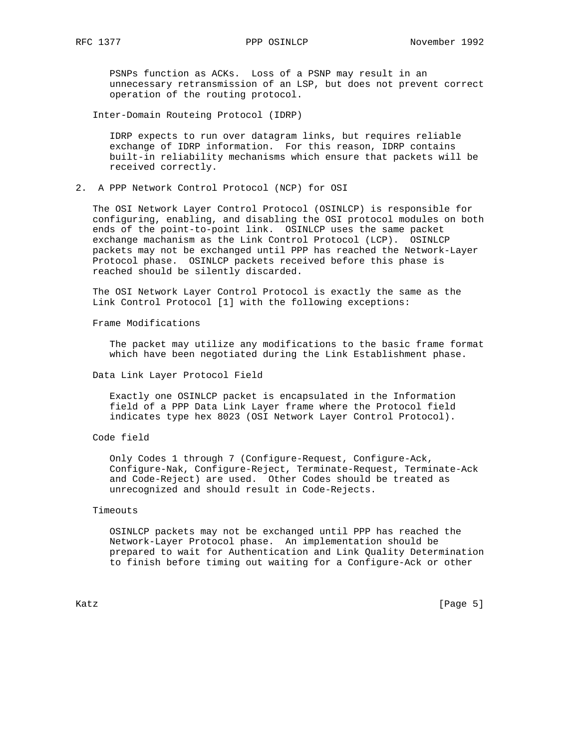PSNPs function as ACKs. Loss of a PSNP may result in an unnecessary retransmission of an LSP, but does not prevent correct operation of the routing protocol.

Inter-Domain Routeing Protocol (IDRP)

IDRP expects to run over datagram links, but requires reliable exchange of IDRP information. For this reason, IDRP contains built-in reliability mechanisms which ensure that packets will be received correctly.

## 2. A PPP Network Control Protocol (NCP) for OSI

The OSI Network Layer Control Protocol (OSINLCP) is responsible for configuring, enabling, and disabling the OSI protocol modules on both ends of the point-to-point link. OSINLCP uses the same packet exchange machanism as the Link Control Protocol (LCP). OSINLCP packets may not be exchanged until PPP has reached the Network-Layer Protocol phase. OSINLCP packets received before this phase is reached should be silently discarded.

The OSI Network Layer Control Protocol is exactly the same as the Link Control Protocol [1] with the following exceptions:

Frame Modifications

The packet may utilize any modifications to the basic frame format which have been negotiated during the Link Establishment phase.

Data Link Layer Protocol Field

Exactly one OSINLCP packet is encapsulated in the Information field of a PPP Data Link Layer frame where the Protocol field indicates type hex 8023 (OSI Network Layer Control Protocol).

Code field

Only Codes 1 through 7 (Configure-Request, Configure-Ack, Configure-Nak, Configure-Reject, Terminate-Request, Terminate-Ack and Code-Reject) are used. Other Codes should be treated as unrecognized and should result in Code-Rejects.

Timeouts

OSINLCP packets may not be exchanged until PPP has reached the Network-Layer Protocol phase. An implementation should be prepared to wait for Authentication and Link Quality Determination to finish before timing out waiting for a Configure-Ack or other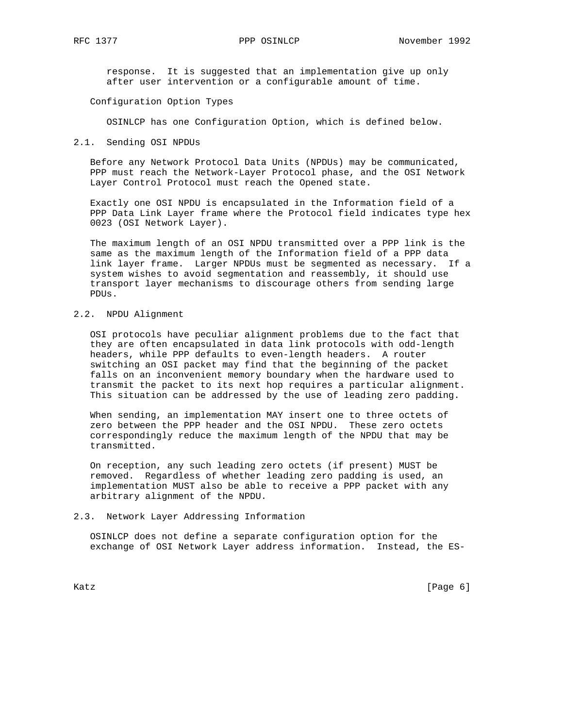response. It is suggested that an implementation give up only after user intervention or a configurable amount of time.

Configuration Option Types

OSINLCP has one Configuration Option, which is defined below.

## 2.1. Sending OSI NPDUs

Before any Network Protocol Data Units (NPDUs) may be communicated, PPP must reach the Network-Layer Protocol phase, and the OSI Network Layer Control Protocol must reach the Opened state.

Exactly one OSI NPDU is encapsulated in the Information field of a PPP Data Link Layer frame where the Protocol field indicates type hex 0023 (OSI Network Layer).

The maximum length of an OSI NPDU transmitted over a PPP link is the same as the maximum length of the Information field of a PPP data link layer frame. Larger NPDUs must be segmented as necessary. If a system wishes to avoid segmentation and reassembly, it should use transport layer mechanisms to discourage others from sending large PDUs.

## 2.2. NPDU Alignment

OSI protocols have peculiar alignment problems due to the fact that they are often encapsulated in data link protocols with odd-length headers, while PPP defaults to even-length headers. A router switching an OSI packet may find that the beginning of the packet falls on an inconvenient memory boundary when the hardware used to transmit the packet to its next hop requires a particular alignment. This situation can be addressed by the use of leading zero padding.

When sending, an implementation MAY insert one to three octets of zero between the PPP header and the OSI NPDU. These zero octets correspondingly reduce the maximum length of the NPDU that may be transmitted.

On reception, any such leading zero octets (if present) MUST be removed. Regardless of whether leading zero padding is used, an implementation MUST also be able to receive a PPP packet with any arbitrary alignment of the NPDU.

## 2.3. Network Layer Addressing Information

OSINLCP does not define a separate configuration option for the exchange of OSI Network Layer address information. Instead, the ES-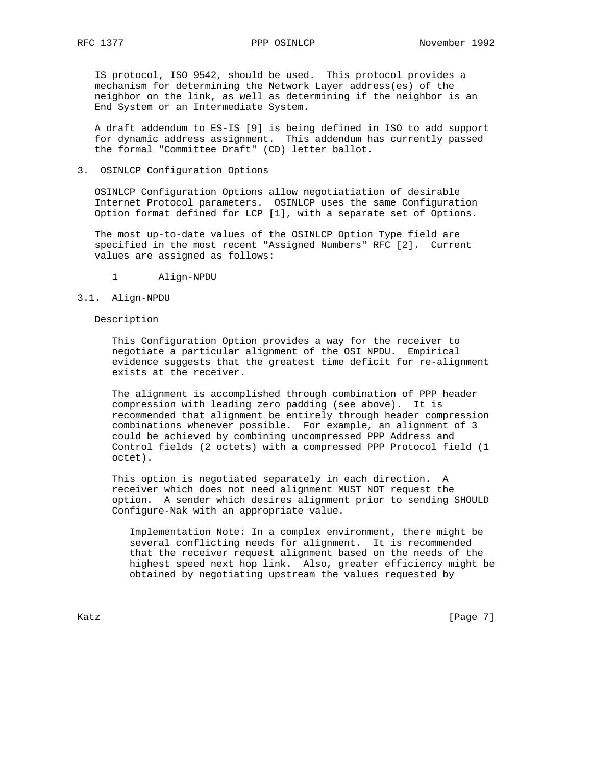IS protocol, ISO 9542, should be used. This protocol provides a mechanism for determining the Network Layer address(es) of the neighbor on the link, as well as determining if the neighbor is an End System or an Intermediate System.

A draft addendum to ES-IS [9] is being defined in ISO to add support for dynamic address assignment. This addendum has currently passed the formal "Committee Draft" (CD) letter ballot.

## 3. OSINLCP Configuration Options

OSINLCP Configuration Options allow negotiatiation of desirable Internet Protocol parameters. OSINLCP uses the same Configuration Option format defined for LCP [1], with a separate set of Options.

The most up-to-date values of the OSINLCP Option Type field are specified in the most recent "Assigned Numbers" RFC [2]. Current values are assigned as follows:

```
1       Align-NPDU
```

### 3.1. Align-NPDU

Description

This Configuration Option provides a way for the receiver to negotiate a particular alignment of the OSI NPDU. Empirical evidence suggests that the greatest time deficit for re-alignment exists at the receiver.

The alignment is accomplished through combination of PPP header compression with leading zero padding (see above). It is recommended that alignment be entirely through header compression combinations whenever possible. For example, an alignment of 3 could be achieved by combining uncompressed PPP Address and Control fields (2 octets) with a compressed PPP Protocol field (1 octet).

This option is negotiated separately in each direction. A receiver which does not need alignment MUST NOT request the option. A sender which desires alignment prior to sending SHOULD Configure-Nak with an appropriate value.

Implementation Note: In a complex environment, there might be several conflicting needs for alignment. It is recommended that the receiver request alignment based on the needs of the highest speed next hop link. Also, greater efficiency might be obtained by negotiating upstream the values requested by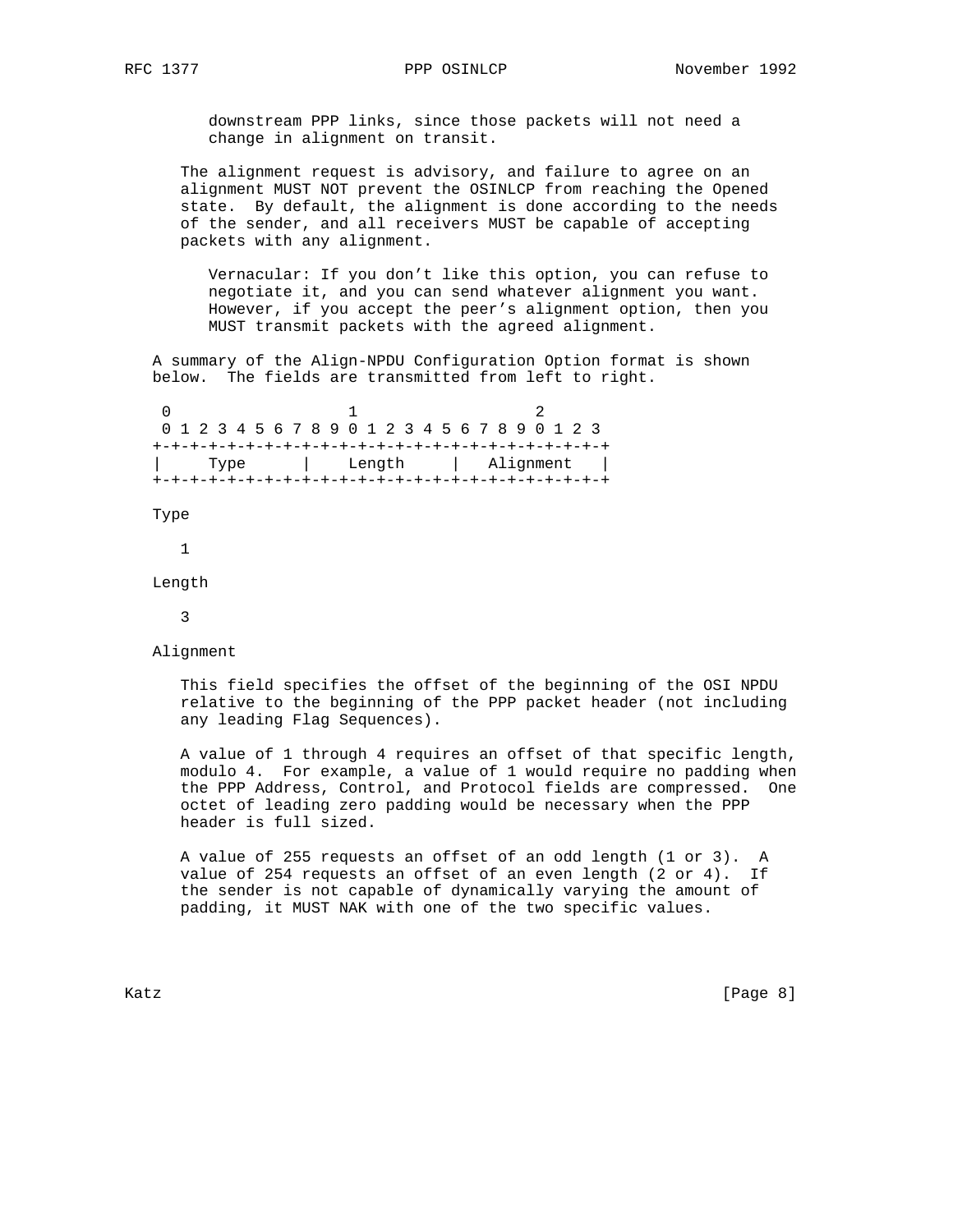downstream PPP links, since those packets will not need a change in alignment on transit.

The alignment request is advisory, and failure to agree on an alignment MUST NOT prevent the OSINLCP from reaching the Opened state. By default, the alignment is done according to the needs of the sender, and all receivers MUST be capable of accepting packets with any alignment.

Vernacular: If you don't like this option, you can refuse to negotiate it, and you can send whatever alignment you want. However, if you accept the peer's alignment option, then you MUST transmit packets with the agreed alignment.

A summary of the Align-NPDU Configuration Option format is shown below. The fields are transmitted from left to right.

```
 0                   1                   2
 0 1 2 3 4 5 6 7 8 9 0 1 2 3 4 5 6 7 8 9 0 1 2 3
+-+-+-+-+-+-+-+-+-+-+-+-+-+-+-+-+-+-+-+-+-+-+-+-+
|     Type      |    Length     |   Alignment   |
+-+-+-+-+-+-+-+-+-+-+-+-+-+-+-+-+-+-+-+-+-+-+-+-+
```

Type

1

Length

3

Alignment

This field specifies the offset of the beginning of the OSI NPDU relative to the beginning of the PPP packet header (not including any leading Flag Sequences).

A value of 1 through 4 requires an offset of that specific length, modulo 4. For example, a value of 1 would require no padding when the PPP Address, Control, and Protocol fields are compressed. One octet of leading zero padding would be necessary when the PPP header is full sized.

A value of 255 requests an offset of an odd length (1 or 3). A value of 254 requests an offset of an even length (2 or 4). If the sender is not capable of dynamically varying the amount of padding, it MUST NAK with one of the two specific values.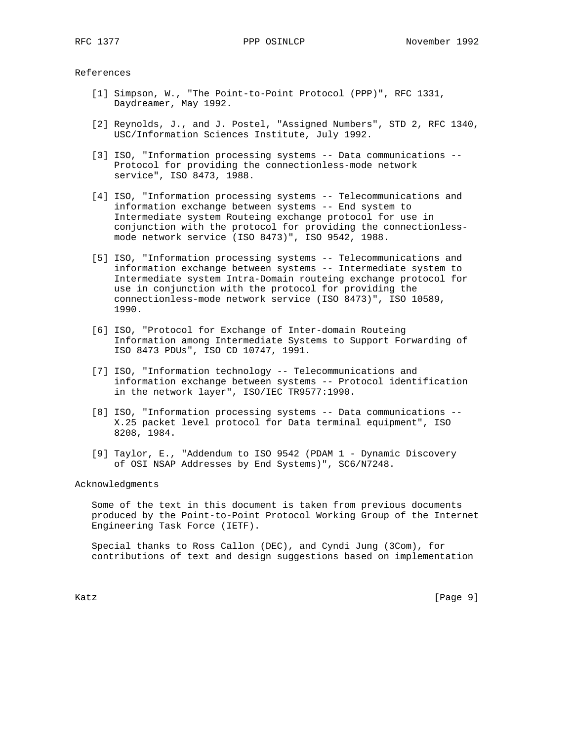## References

[1] Simpson, W., "The Point-to-Point Protocol (PPP)", RFC 1331, Daydreamer, May 1992.

[2] Reynolds, J., and J. Postel, "Assigned Numbers", STD 2, RFC 1340, USC/Information Sciences Institute, July 1992.

[3] ISO, "Information processing systems -- Data communications -- Protocol for providing the connectionless-mode network service", ISO 8473, 1988.

[4] ISO, "Information processing systems -- Telecommunications and information exchange between systems -- End system to Intermediate system Routeing exchange protocol for use in conjunction with the protocol for providing the connectionless-mode network service (ISO 8473)", ISO 9542, 1988.

[5] ISO, "Information processing systems -- Telecommunications and information exchange between systems -- Intermediate system to Intermediate system Intra-Domain routeing exchange protocol for use in conjunction with the protocol for providing the connectionless-mode network service (ISO 8473)", ISO 10589, 1990.

[6] ISO, "Protocol for Exchange of Inter-domain Routeing Information among Intermediate Systems to Support Forwarding of ISO 8473 PDUs", ISO CD 10747, 1991.

[7] ISO, "Information technology -- Telecommunications and information exchange between systems -- Protocol identification in the network layer", ISO/IEC TR9577:1990.

[8] ISO, "Information processing systems -- Data communications -- X.25 packet level protocol for Data terminal equipment", ISO 8208, 1984.

[9] Taylor, E., "Addendum to ISO 9542 (PDAM 1 - Dynamic Discovery of OSI NSAP Addresses by End Systems)", SC6/N7248.

## Acknowledgments

Some of the text in this document is taken from previous documents produced by the Point-to-Point Protocol Working Group of the Internet Engineering Task Force (IETF).

Special thanks to Ross Callon (DEC), and Cyndi Jung (3Com), for contributions of text and design suggestions based on implementation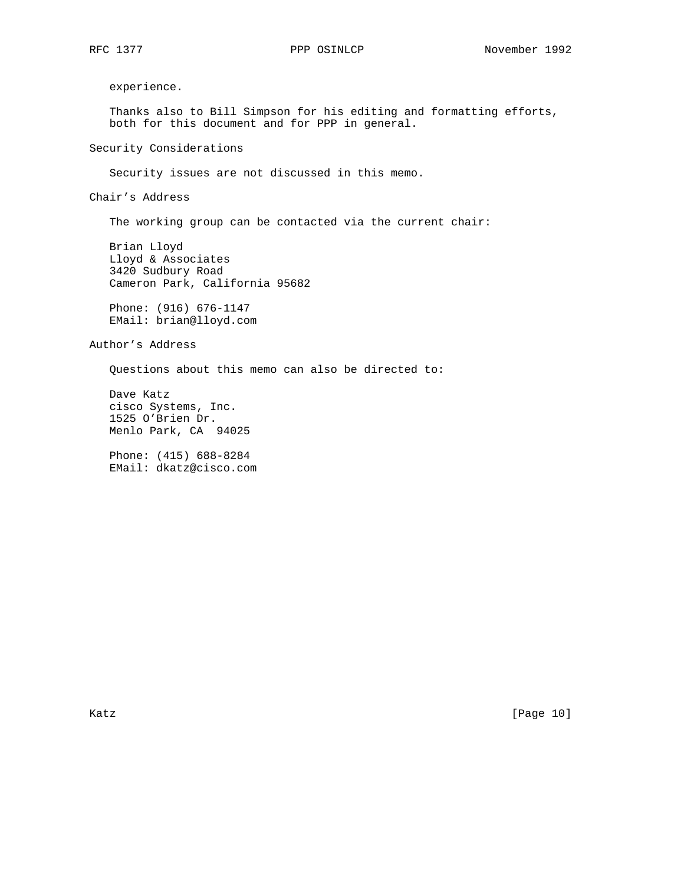experience.

Thanks also to Bill Simpson for his editing and formatting efforts, both for this document and for PPP in general.

## Security Considerations

Security issues are not discussed in this memo.

## Chair's Address

The working group can be contacted via the current chair:

Brian Lloyd
Lloyd & Associates
3420 Sudbury Road
Cameron Park, California 95682

Phone: (916) 676-1147
EMail: brian@lloyd.com

## Author's Address

Questions about this memo can also be directed to:

Dave Katz
cisco Systems, Inc.
1525 O'Brien Dr.
Menlo Park, CA  94025

Phone: (415) 688-8284
EMail: dkatz@cisco.com